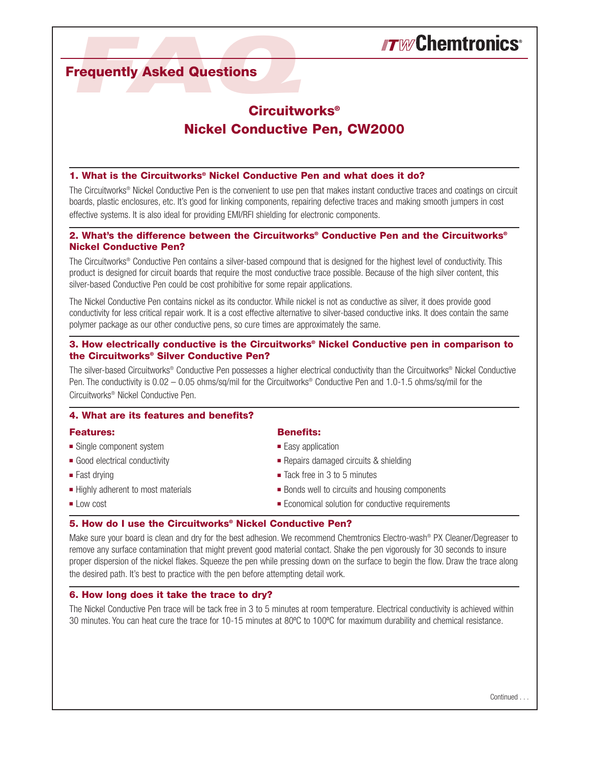# Frequently Asked Questions

## Circuitworks®
## Nickel Conductive Pen, CW2000

### 1. What is the Circuitworks® Nickel Conductive Pen and what does it do?

The Circuitworks® Nickel Conductive Pen is the convenient to use pen that makes instant conductive traces and coatings on circuit boards, plastic enclosures, etc. It's good for linking components, repairing defective traces and making smooth jumpers in cost effective systems. It is also ideal for providing EMI/RFI shielding for electronic components.

### 2. What's the difference between the Circuitworks® Conductive Pen and the Circuitworks® Nickel Conductive Pen?

The Circuitworks® Conductive Pen contains a silver-based compound that is designed for the highest level of conductivity. This product is designed for circuit boards that require the most conductive trace possible. Because of the high silver content, this silver-based Conductive Pen could be cost prohibitive for some repair applications.

The Nickel Conductive Pen contains nickel as its conductor. While nickel is not as conductive as silver, it does provide good conductivity for less critical repair work. It is a cost effective alternative to silver-based conductive inks. It does contain the same polymer package as our other conductive pens, so cure times are approximately the same.

### 3. How electrically conductive is the Circuitworks® Nickel Conductive pen in comparison to the Circuitworks® Silver Conductive Pen?

The silver-based Circuitworks® Conductive Pen possesses a higher electrical conductivity than the Circuitworks® Nickel Conductive Pen. The conductivity is 0.02 – 0.05 ohms/sq/mil for the Circuitworks® Conductive Pen and 1.0-1.5 ohms/sq/mil for the Circuitworks® Nickel Conductive Pen.

### 4. What are its features and benefits?

**Features:**

- Single component system
- Good electrical conductivity
- Fast drying
- Highly adherent to most materials
- Low cost

**Benefits:**

- Easy application
- Repairs damaged circuits & shielding
- Tack free in 3 to 5 minutes
- Bonds well to circuits and housing components
- Economical solution for conductive requirements

### 5. How do I use the Circuitworks® Nickel Conductive Pen?

Make sure your board is clean and dry for the best adhesion. We recommend Chemtronics Electro-wash® PX Cleaner/Degreaser to remove any surface contamination that might prevent good material contact. Shake the pen vigorously for 30 seconds to insure proper dispersion of the nickel flakes. Squeeze the pen while pressing down on the surface to begin the flow. Draw the trace along the desired path. It's best to practice with the pen before attempting detail work.

### 6. How long does it take the trace to dry?

The Nickel Conductive Pen trace will be tack free in 3 to 5 minutes at room temperature. Electrical conductivity is achieved within 30 minutes. You can heat cure the trace for 10-15 minutes at 80ºC to 100ºC for maximum durability and chemical resistance.

Continued . . .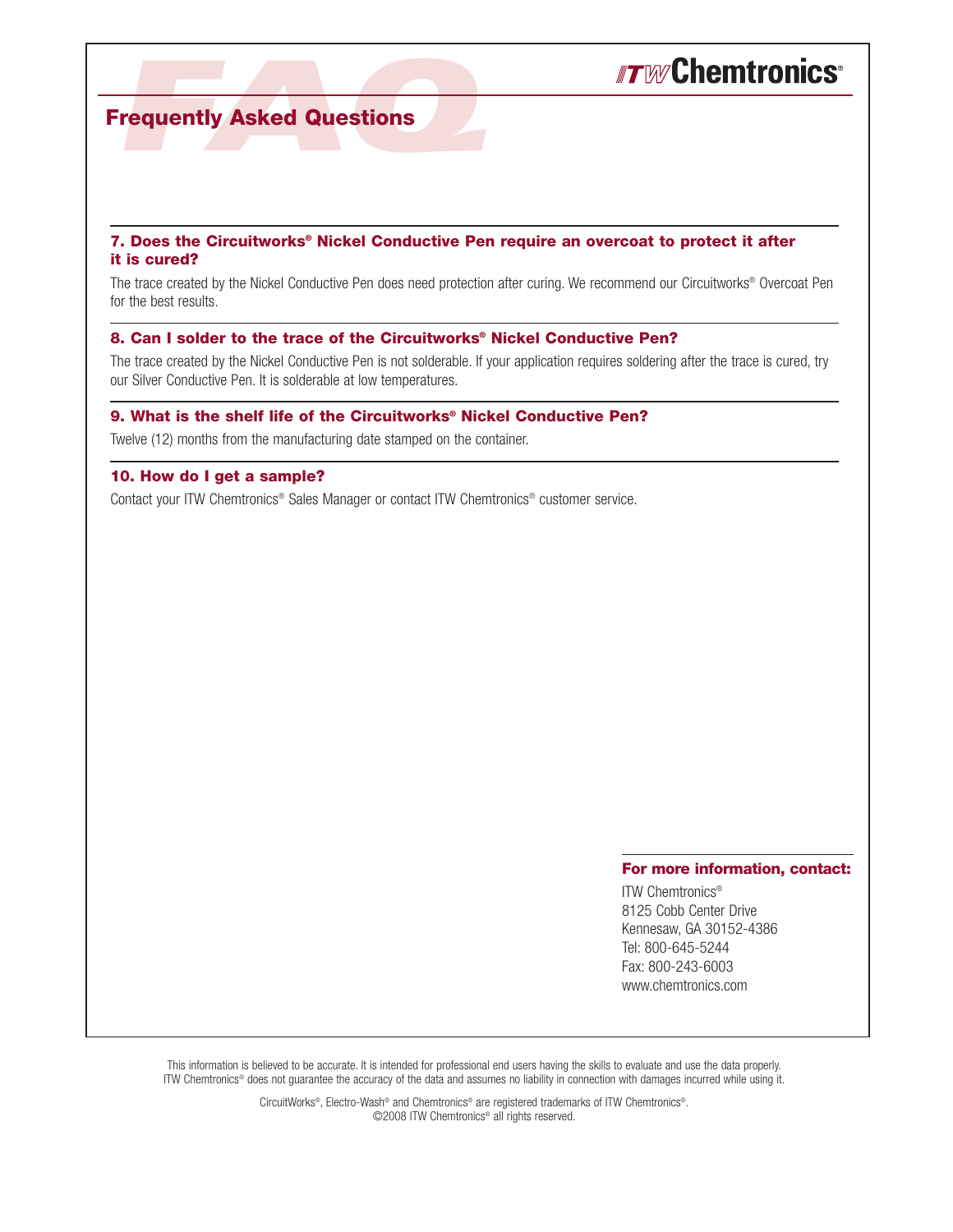# Frequently Asked Questions

### 7. Does the Circuitworks® Nickel Conductive Pen require an overcoat to protect it after it is cured?

The trace created by the Nickel Conductive Pen does need protection after curing. We recommend our Circuitworks® Overcoat Pen for the best results.

### 8. Can I solder to the trace of the Circuitworks® Nickel Conductive Pen?

The trace created by the Nickel Conductive Pen is not solderable. If your application requires soldering after the trace is cured, try our Silver Conductive Pen. It is solderable at low temperatures.

### 9. What is the shelf life of the Circuitworks® Nickel Conductive Pen?

Twelve (12) months from the manufacturing date stamped on the container.

### 10. How do I get a sample?

Contact your ITW Chemtronics® Sales Manager or contact ITW Chemtronics® customer service.

**For more information, contact:**

ITW Chemtronics®
8125 Cobb Center Drive
Kennesaw, GA 30152-4386
Tel: 800-645-5244
Fax: 800-243-6003
www.chemtronics.com

This information is believed to be accurate. It is intended for professional end users having the skills to evaluate and use the data properly. ITW Chemtronics® does not guarantee the accuracy of the data and assumes no liability in connection with damages incurred while using it.

CircuitWorks®, Electro-Wash® and Chemtronics® are registered trademarks of ITW Chemtronics®.
©2008 ITW Chemtronics® all rights reserved.